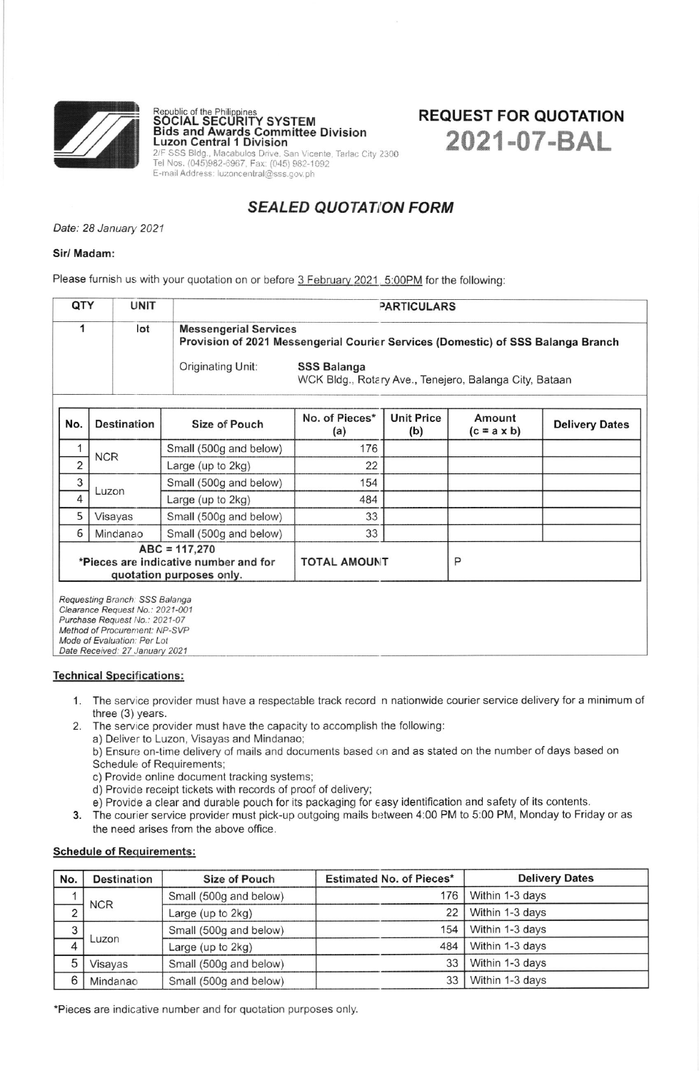Republic of the Philippines
**SOCIAL SECURITY SYSTEM**
**Bids and Awards Committee Division**
**Luzon Central 1 Division**
2/F SSS Bldg., Macabulos Drive, San Vicente, Tarlac City 2300
Tel Nos. (045)982-6967, Fax: (045) 982-1092
E-mail Address: luzoncentral@sss.gov.ph

## REQUEST FOR QUOTATION
## 2021-07-BAL

# *SEALED QUOTATION FORM*

*Date: 28 January 2021*

**Sir/ Madam:**

Please furnish us with your quotation on or before 3 February 2021, 5:00PM for the following:

| QTY | UNIT | PARTICULARS |
|---|---|---|
| 1 | lot | **Messengerial Services**<br>**Provision of 2021 Messengerial Courier Services (Domestic) of SSS Balanga Branch**<br>Originating Unit: **SSS Balanga** WCK Bldg., Rotary Ave., Tenejero, Balanga City, Bataan |

| No. | Destination | Size of Pouch | No. of Pieces* (a) | Unit Price (b) | Amount (c = a x b) | Delivery Dates |
|---|---|---|---|---|---|---|
| 1 | NCR | Small (500g and below) | 176 | | | |
| 2 | | Large (up to 2kg) | 22 | | | |
| 3 | Luzon | Small (500g and below) | 154 | | | |
| 4 | | Large (up to 2kg) | 484 | | | |
| 5 | Visayas | Small (500g and below) | 33 | | | |
| 6 | Mindanao | Small (500g and below) | 33 | | | |
| **ABC = 117,270**<br>**\*Pieces are indicative number and for quotation purposes only.** | | | **TOTAL AMOUNT** | | P | |

*Requesting Branch: SSS Balanga*
*Clearance Request No.: 2021-001*
*Purchase Request No.: 2021-07*
*Method of Procurement: NP-SVP*
*Mode of Evaluation: Per Lot*
*Date Received: 27 January 2021*

**Technical Specifications:**

1. The service provider must have a respectable track record in nationwide courier service delivery for a minimum of three (3) years.
2. The service provider must have the capacity to accomplish the following:
   a) Deliver to Luzon, Visayas and Mindanao;
   b) Ensure on-time delivery of mails and documents based on and as stated on the number of days based on Schedule of Requirements;
   c) Provide online document tracking systems;
   d) Provide receipt tickets with records of proof of delivery;
   e) Provide a clear and durable pouch for its packaging for easy identification and safety of its contents.
3. The courier service provider must pick-up outgoing mails between 4:00 PM to 5:00 PM, Monday to Friday or as the need arises from the above office.

**Schedule of Requirements:**

| No. | Destination | Size of Pouch | Estimated No. of Pieces* | Delivery Dates |
|---|---|---|---|---|
| 1 | NCR | Small (500g and below) | 176 | Within 1-3 days |
| 2 | | Large (up to 2kg) | 22 | Within 1-3 days |
| 3 | Luzon | Small (500g and below) | 154 | Within 1-3 days |
| 4 | | Large (up to 2kg) | 484 | Within 1-3 days |
| 5 | Visayas | Small (500g and below) | 33 | Within 1-3 days |
| 6 | Mindanao | Small (500g and below) | 33 | Within 1-3 days |

*Pieces are indicative number and for quotation purposes only.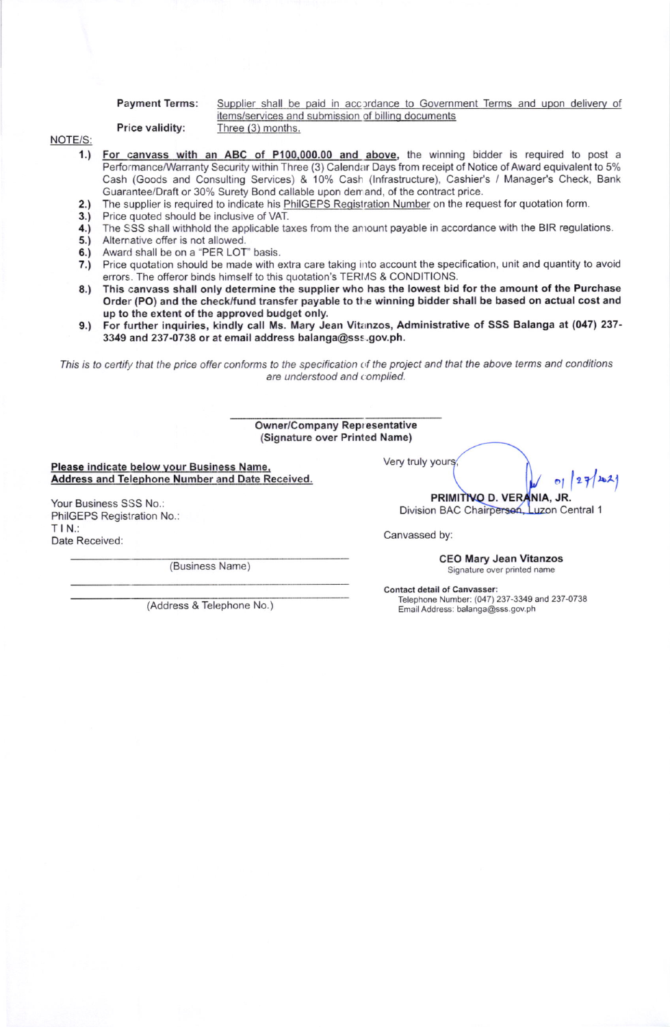**Payment Terms:** Supplier shall be paid in accordance to Government Terms and upon delivery of items/services and submission of billing documents

**Price validity:** Three (3) months.

NOTE/S:

1.) **For canvass with an ABC of P100,000.00 and above,** the winning bidder is required to post a Performance/Warranty Security within Three (3) Calendar Days from receipt of Notice of Award equivalent to 5% Cash (Goods and Consulting Services) & 10% Cash (Infrastructure), Cashier's / Manager's Check, Bank Guarantee/Draft or 30% Surety Bond callable upon demand, of the contract price.
2.) The supplier is required to indicate his PhilGEPS Registration Number on the request for quotation form.
3.) Price quoted should be inclusive of VAT.
4.) The SSS shall withhold the applicable taxes from the amount payable in accordance with the BIR regulations.
5.) Alternative offer is not allowed.
6.) Award shall be on a "PER LOT" basis.
7.) Price quotation should be made with extra care taking into account the specification, unit and quantity to avoid errors. The offeror binds himself to this quotation's TERMS & CONDITIONS.
8.) **This canvass shall only determine the supplier who has the lowest bid for the amount of the Purchase Order (PO) and the check/fund transfer payable to the winning bidder shall be based on actual cost and up to the extent of the approved budget only.**
9.) **For further inquiries, kindly call Ms. Mary Jean Vitanzos, Administrative of SSS Balanga at (047) 237-3349 and 237-0738 or at email address balanga@sss.gov.ph.**

*This is to certify that the price offer conforms to the specification of the project and that the above terms and conditions are understood and complied.*

\_\_\_\_\_\_\_\_\_\_\_\_\_\_\_\_\_\_\_\_\_\_\_\_\_\_\_\_\_\_
**Owner/Company Representative**
**(Signature over Printed Name)**

**Please indicate below your Business Name, Address and Telephone Number and Date Received.**

Your Business SSS No.:
PhilGEPS Registration No.:
T I N.:
Date Received:

\_\_\_\_\_\_\_\_\_\_\_\_\_\_\_\_\_\_\_\_\_\_\_\_\_\_\_\_\_\_
(Business Name)

\_\_\_\_\_\_\_\_\_\_\_\_\_\_\_\_\_\_\_\_\_\_\_\_\_\_\_\_\_\_

\_\_\_\_\_\_\_\_\_\_\_\_\_\_\_\_\_\_\_\_\_\_\_\_\_\_\_\_\_\_
(Address & Telephone No.)

Very truly yours,

01/27/2021

**PRIMITIVO D. VERANIA, JR.**
Division BAC Chairperson, Luzon Central 1

Canvassed by:

**CEO Mary Jean Vitanzos**
Signature over printed name

**Contact detail of Canvasser:**
Telephone Number: (047) 237-3349 and 237-0738
Email Address: balanga@sss.gov.ph